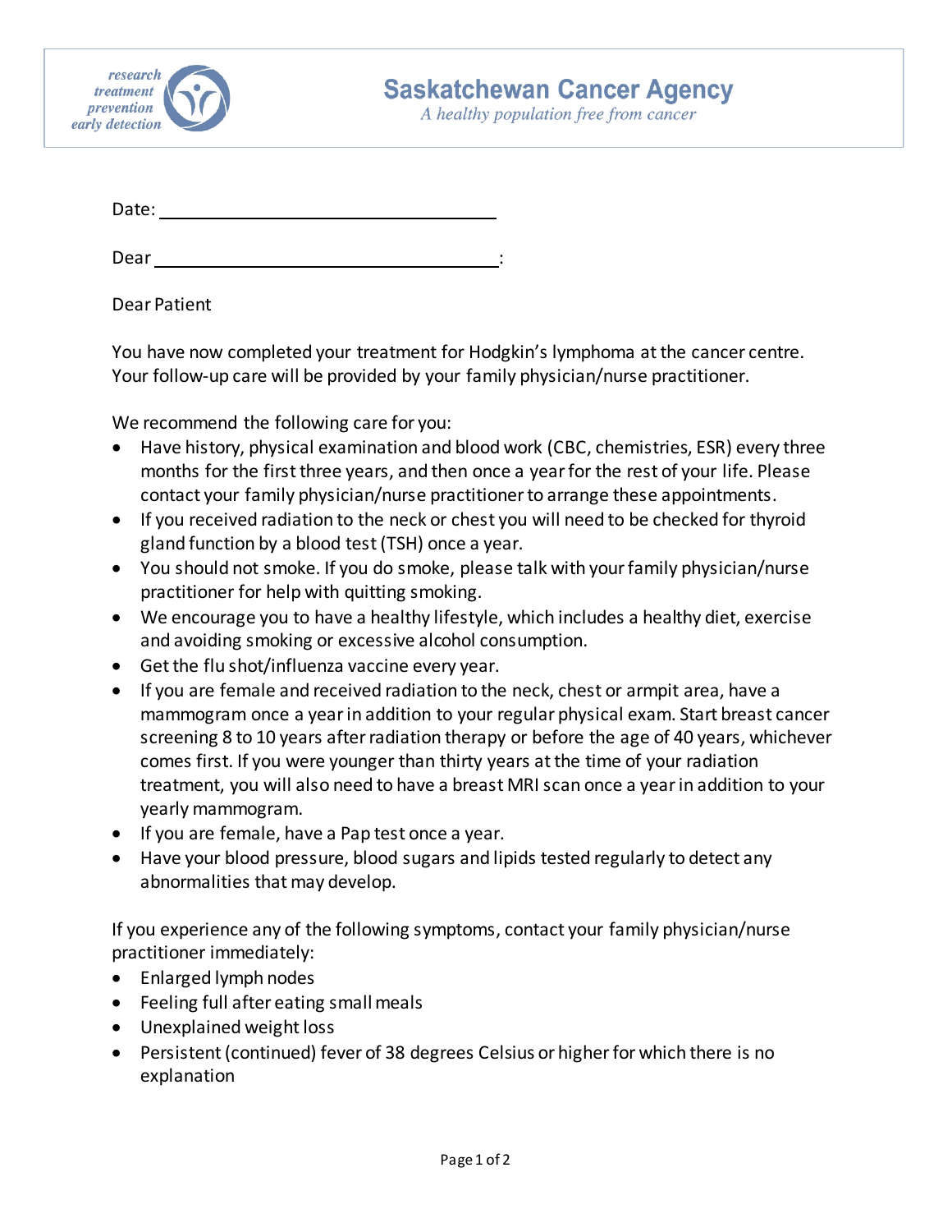research
treatment
prevention
early detection

**Saskatchewan Cancer Agency**
*A healthy population free from cancer*

Date: ______________________________

Dear ______________________________:

Dear Patient

You have now completed your treatment for Hodgkin's lymphoma at the cancer centre. Your follow-up care will be provided by your family physician/nurse practitioner.

We recommend the following care for you:

- Have history, physical examination and blood work (CBC, chemistries, ESR) every three months for the first three years, and then once a year for the rest of your life. Please contact your family physician/nurse practitioner to arrange these appointments.
- If you received radiation to the neck or chest you will need to be checked for thyroid gland function by a blood test (TSH) once a year.
- You should not smoke. If you do smoke, please talk with your family physician/nurse practitioner for help with quitting smoking.
- We encourage you to have a healthy lifestyle, which includes a healthy diet, exercise and avoiding smoking or excessive alcohol consumption.
- Get the flu shot/influenza vaccine every year.
- If you are female and received radiation to the neck, chest or armpit area, have a mammogram once a year in addition to your regular physical exam. Start breast cancer screening 8 to 10 years after radiation therapy or before the age of 40 years, whichever comes first. If you were younger than thirty years at the time of your radiation treatment, you will also need to have a breast MRI scan once a year in addition to your yearly mammogram.
- If you are female, have a Pap test once a year.
- Have your blood pressure, blood sugars and lipids tested regularly to detect any abnormalities that may develop.

If you experience any of the following symptoms, contact your family physician/nurse practitioner immediately:

- Enlarged lymph nodes
- Feeling full after eating small meals
- Unexplained weight loss
- Persistent (continued) fever of 38 degrees Celsius or higher for which there is no explanation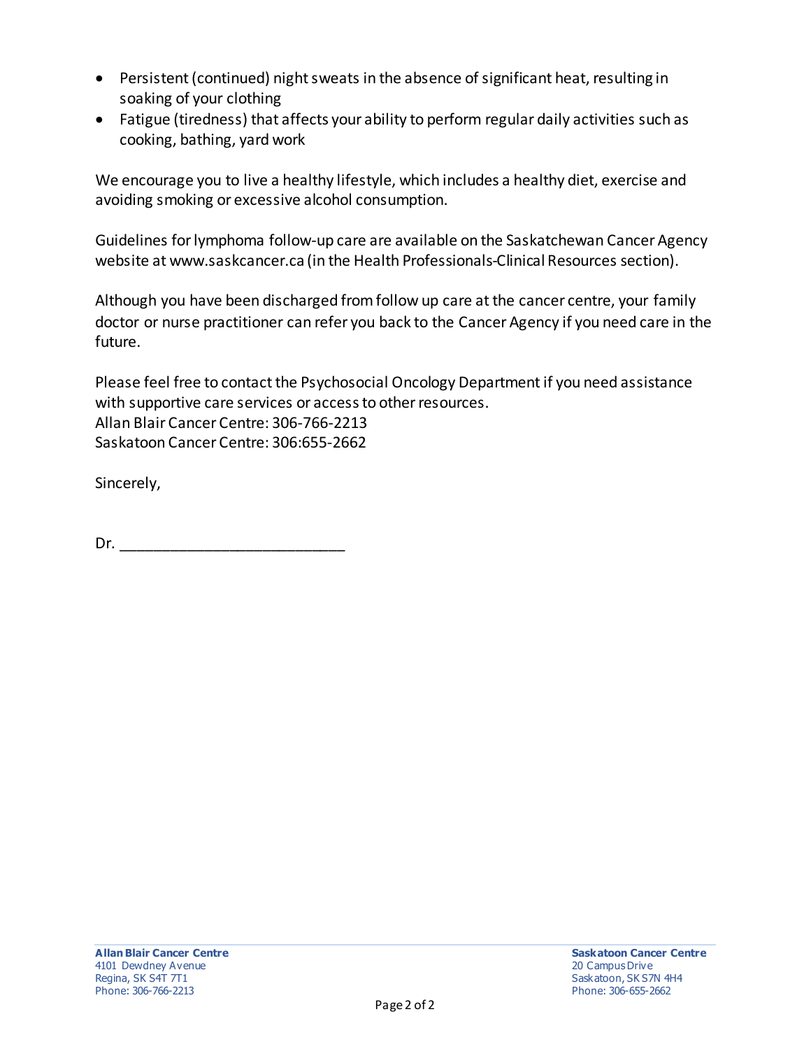- Persistent (continued) night sweats in the absence of significant heat, resulting in soaking of your clothing
- Fatigue (tiredness) that affects your ability to perform regular daily activities such as cooking, bathing, yard work

We encourage you to live a healthy lifestyle, which includes a healthy diet, exercise and avoiding smoking or excessive alcohol consumption.

Guidelines for lymphoma follow-up care are available on the Saskatchewan Cancer Agency website at www.saskcancer.ca (in the Health Professionals-Clinical Resources section).

Although you have been discharged from follow up care at the cancer centre, your family doctor or nurse practitioner can refer you back to the Cancer Agency if you need care in the future.

Please feel free to contact the Psychosocial Oncology Department if you need assistance with supportive care services or access to other resources.
Allan Blair Cancer Centre: 306-766-2213
Saskatoon Cancer Centre: 306:655-2662

Sincerely,

Dr. ___________________________

**Allan Blair Cancer Centre**
4101 Dewdney Avenue
Regina, SK S4T 7T1
Phone: 306-766-2213

**Saskatoon Cancer Centre**
20 Campus Drive
Saskatoon, SK S7N 4H4
Phone: 306-655-2662